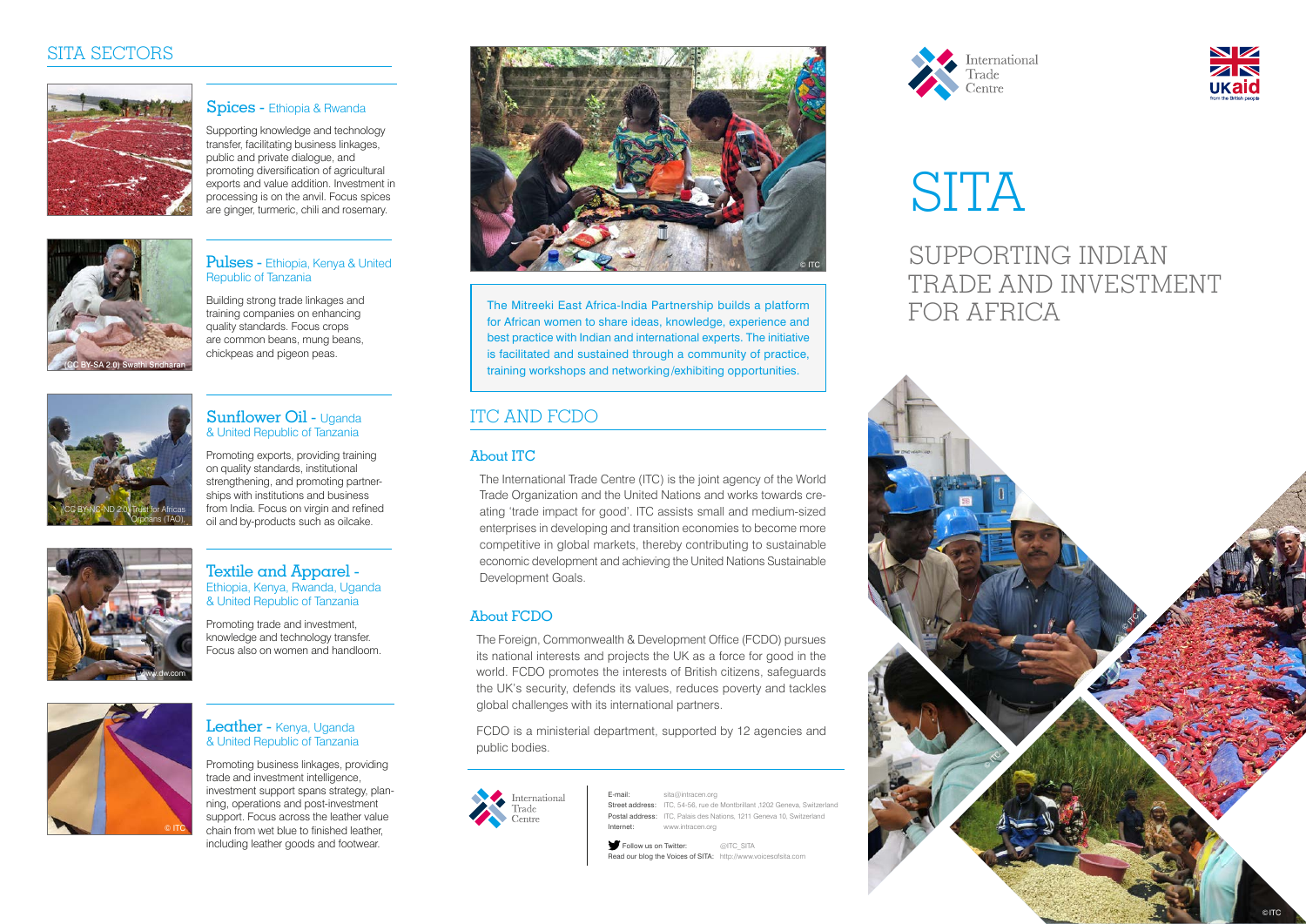# SITA

## SUPPORTING INDIAN TRADE AND INVESTMENT FOR AFRICA

## SITA SECTORS

### Spices - Ethiopia & Rwanda

Supporting knowledge and technology transfer, facilitating business linkages, public and private dialogue, and promoting diversification of agricultural exports and value addition. Investment in processing is on the anvil. Focus spices are ginger, turmeric, chili and rosemary.

### Pulses - Ethiopia, Kenya & United Republic of Tanzania

Building strong trade linkages and training companies on enhancing quality standards. Focus crops are common beans, mung beans, chickpeas and pigeon peas.

(CC BY-SA 2.0) Swathi Sridharan

### Sunflower Oil - Uganda & United Republic of Tanzania

Promoting exports, providing training on quality standards, institutional strengthening, and promoting partnerships with institutions and business from India. Focus on virgin and refined oil and by-products such as oilcake.

(CC BY-NC-ND 2.0) Trust for Africas Orphans (TAO).

### Textile and Apparel - Ethiopia, Kenya, Rwanda, Uganda & United Republic of Tanzania

Promoting trade and investment, knowledge and technology transfer. Focus also on women and handloom.

www.dw.com

### Leather - Kenya, Uganda & United Republic of Tanzania

Promoting business linkages, providing trade and investment intelligence, investment support spans strategy, planning, operations and post-investment support. Focus across the leather value chain from wet blue to finished leather, including leather goods and footwear.

The Mitreeki East Africa-India Partnership builds a platform for African women to share ideas, knowledge, experience and best practice with Indian and international experts. The initiative is facilitated and sustained through a community of practice, training workshops and networking/exhibiting opportunities.

## ITC AND FCDO

### About ITC

The International Trade Centre (ITC) is the joint agency of the World Trade Organization and the United Nations and works towards creating 'trade impact for good'. ITC assists small and medium-sized enterprises in developing and transition economies to become more competitive in global markets, thereby contributing to sustainable economic development and achieving the United Nations Sustainable Development Goals.

### About FCDO

The Foreign, Commonwealth & Development Office (FCDO) pursues its national interests and projects the UK as a force for good in the world. FCDO promotes the interests of British citizens, safeguards the UK's security, defends its values, reduces poverty and tackles global challenges with its international partners.

FCDO is a ministerial department, supported by 12 agencies and public bodies.

International Trade Centre

E-mail: sita@intracen.org
Street address: ITC, 54-56, rue de Montbrillant ,1202 Geneva, Switzerland
Postal address: ITC, Palais des Nations, 1211 Geneva 10, Switzerland
Internet: www.intracen.org

Follow us on Twitter: @ITC_SITA
Read our blog the Voices of SITA: http://www.voicesofsita.com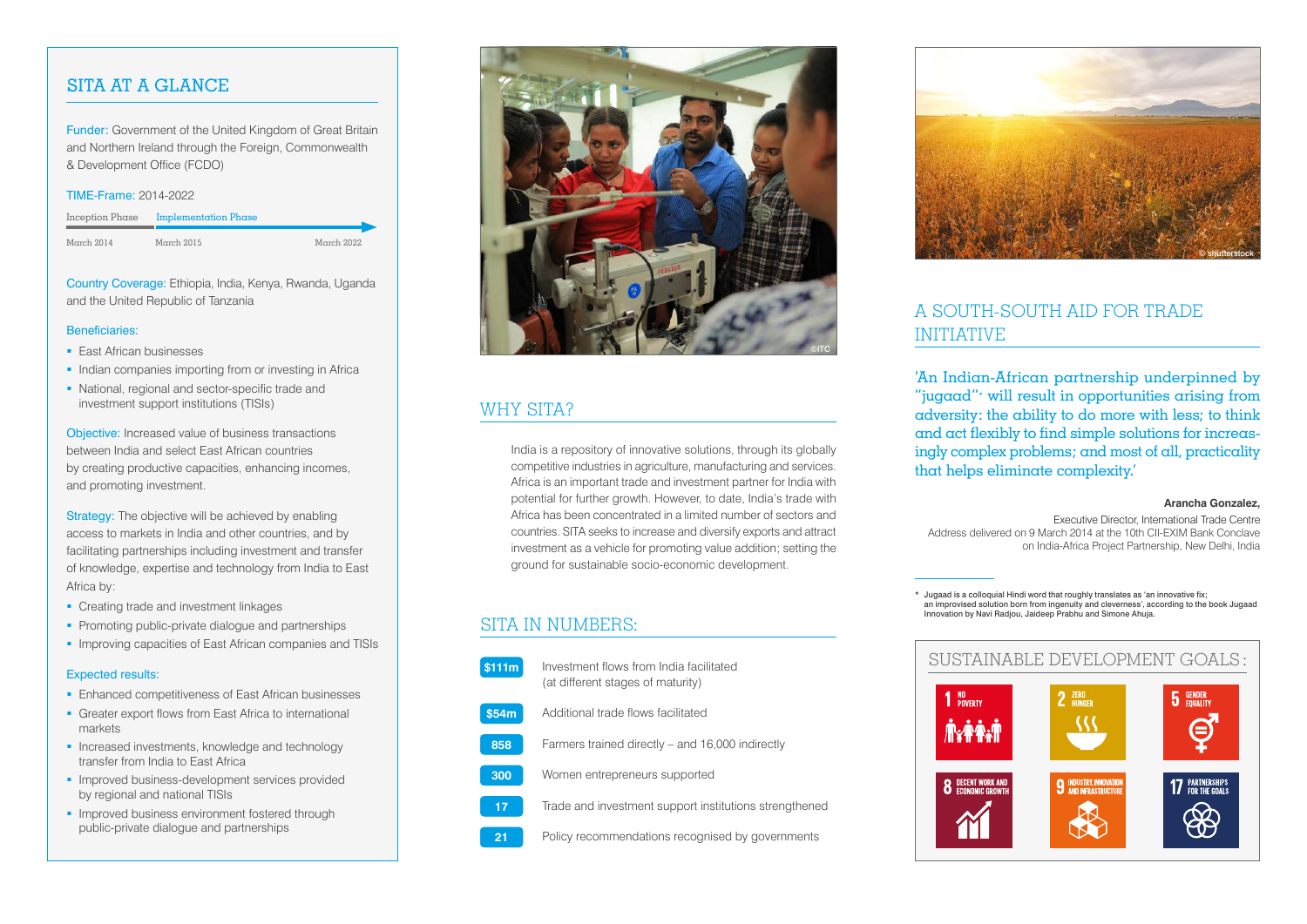## SITA AT A GLANCE

Funder: Government of the United Kingdom of Great Britain and Northern Ireland through the Foreign, Commonwealth & Development Office (FCDO)

TIME-Frame: 2014-2022

Inception Phase — Implementation Phase

March 2014 — March 2015 — March 2022

Country Coverage: Ethiopia, India, Kenya, Rwanda, Uganda and the United Republic of Tanzania

Beneficiaries:

- East African businesses
- Indian companies importing from or investing in Africa
- National, regional and sector-specific trade and investment support institutions (TISIs)

Objective: Increased value of business transactions between India and select East African countries by creating productive capacities, enhancing incomes, and promoting investment.

Strategy: The objective will be achieved by enabling access to markets in India and other countries, and by facilitating partnerships including investment and transfer of knowledge, expertise and technology from India to East Africa by:

- Creating trade and investment linkages
- Promoting public-private dialogue and partnerships
- Improving capacities of East African companies and TISIs

Expected results:

- Enhanced competitiveness of East African businesses
- Greater export flows from East Africa to international markets
- Increased investments, knowledge and technology transfer from India to East Africa
- Improved business-development services provided by regional and national TISIs
- Improved business environment fostered through public-private dialogue and partnerships

©ITC

## WHY SITA?

India is a repository of innovative solutions, through its globally competitive industries in agriculture, manufacturing and services. Africa is an important trade and investment partner for India with potential for further growth. However, to date, India's trade with Africa has been concentrated in a limited number of sectors and countries. SITA seeks to increase and diversify exports and attract investment as a vehicle for promoting value addition; setting the ground for sustainable socio-economic development.

## SITA IN NUMBERS:

| | |
|---|---|
| $111m | Investment flows from India facilitated (at different stages of maturity) |
| $54m | Additional trade flows facilitated |
| 858 | Farmers trained directly – and 16,000 indirectly |
| 300 | Women entrepreneurs supported |
| 17 | Trade and investment support institutions strengthened |
| 21 | Policy recommendations recognised by governments |

© shutterstock

## A SOUTH-SOUTH AID FOR TRADE INITIATIVE

'An Indian-African partnership underpinned by "jugaad"* will result in opportunities arising from adversity: the ability to do more with less; to think and act flexibly to find simple solutions for increasingly complex problems; and most of all, practicality that helps eliminate complexity.'

**Arancha Gonzalez,**
Executive Director, International Trade Centre
Address delivered on 9 March 2014 at the 10th CII-EXIM Bank Conclave on India-Africa Project Partnership, New Delhi, India

\* Jugaad is a colloquial Hindi word that roughly translates as 'an innovative fix; an improvised solution born from ingenuity and cleverness', according to the book Jugaad Innovation by Navi Radjou, Jaideep Prabhu and Simone Ahuja.

## SUSTAINABLE DEVELOPMENT GOALS:

1 NO POVERTY
2 ZERO HUNGER
5 GENDER EQUALITY
8 DECENT WORK AND ECONOMIC GROWTH
9 INDUSTRY, INNOVATION AND INFRASTRUCTURE
17 PARTNERSHIPS FOR THE GOALS